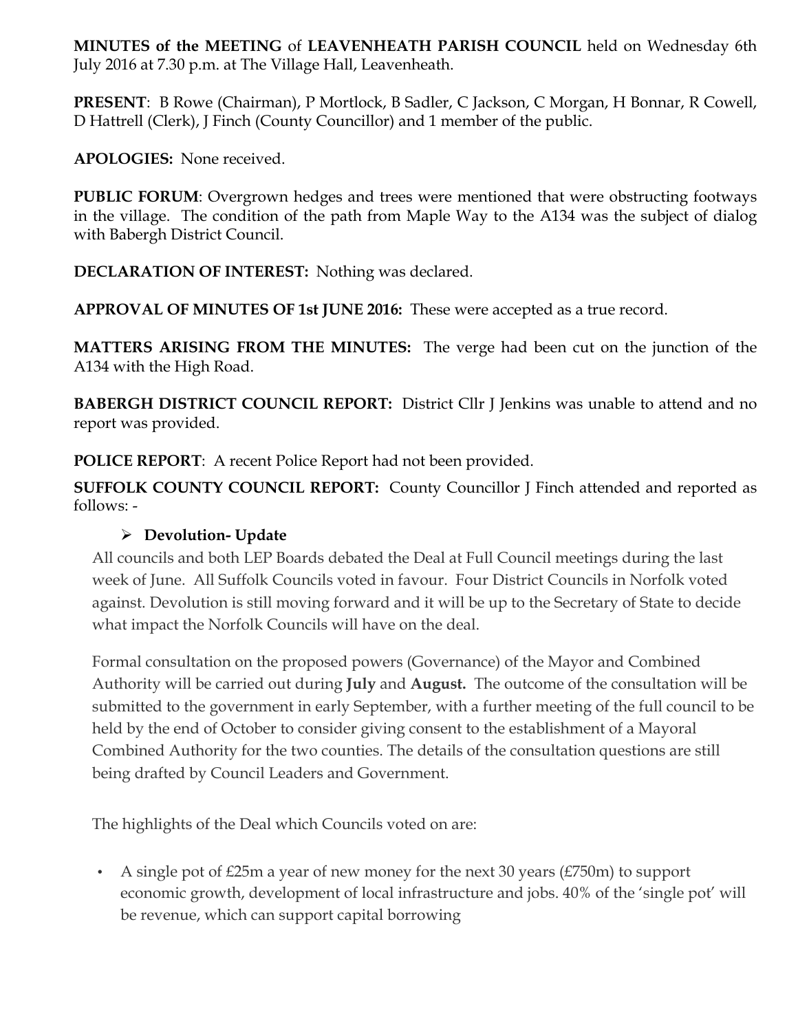**MINUTES of the MEETING** of **LEAVENHEATH PARISH COUNCIL** held on Wednesday 6th July 2016 at 7.30 p.m. at The Village Hall, Leavenheath.

**PRESENT**: B Rowe (Chairman), P Mortlock, B Sadler, C Jackson, C Morgan, H Bonnar, R Cowell, D Hattrell (Clerk), J Finch (County Councillor) and 1 member of the public.

**APOLOGIES:** None received.

**PUBLIC FORUM**: Overgrown hedges and trees were mentioned that were obstructing footways in the village. The condition of the path from Maple Way to the A134 was the subject of dialog with Babergh District Council.

**DECLARATION OF INTEREST:** Nothing was declared.

**APPROVAL OF MINUTES OF 1st JUNE 2016:** These were accepted as a true record.

**MATTERS ARISING FROM THE MINUTES:** The verge had been cut on the junction of the A134 with the High Road.

**BABERGH DISTRICT COUNCIL REPORT:** District Cllr J Jenkins was unable to attend and no report was provided.

**POLICE REPORT**: A recent Police Report had not been provided.

**SUFFOLK COUNTY COUNCIL REPORT:** County Councillor J Finch attended and reported as follows: -

- **Devolution- Update**

All councils and both LEP Boards debated the Deal at Full Council meetings during the last week of June. All Suffolk Councils voted in favour. Four District Councils in Norfolk voted against. Devolution is still moving forward and it will be up to the Secretary of State to decide what impact the Norfolk Councils will have on the deal.

Formal consultation on the proposed powers (Governance) of the Mayor and Combined Authority will be carried out during **July** and **August.** The outcome of the consultation will be submitted to the government in early September, with a further meeting of the full council to be held by the end of October to consider giving consent to the establishment of a Mayoral Combined Authority for the two counties. The details of the consultation questions are still being drafted by Council Leaders and Government.

The highlights of the Deal which Councils voted on are:

- A single pot of £25m a year of new money for the next 30 years (£750m) to support economic growth, development of local infrastructure and jobs. 40% of the 'single pot' will be revenue, which can support capital borrowing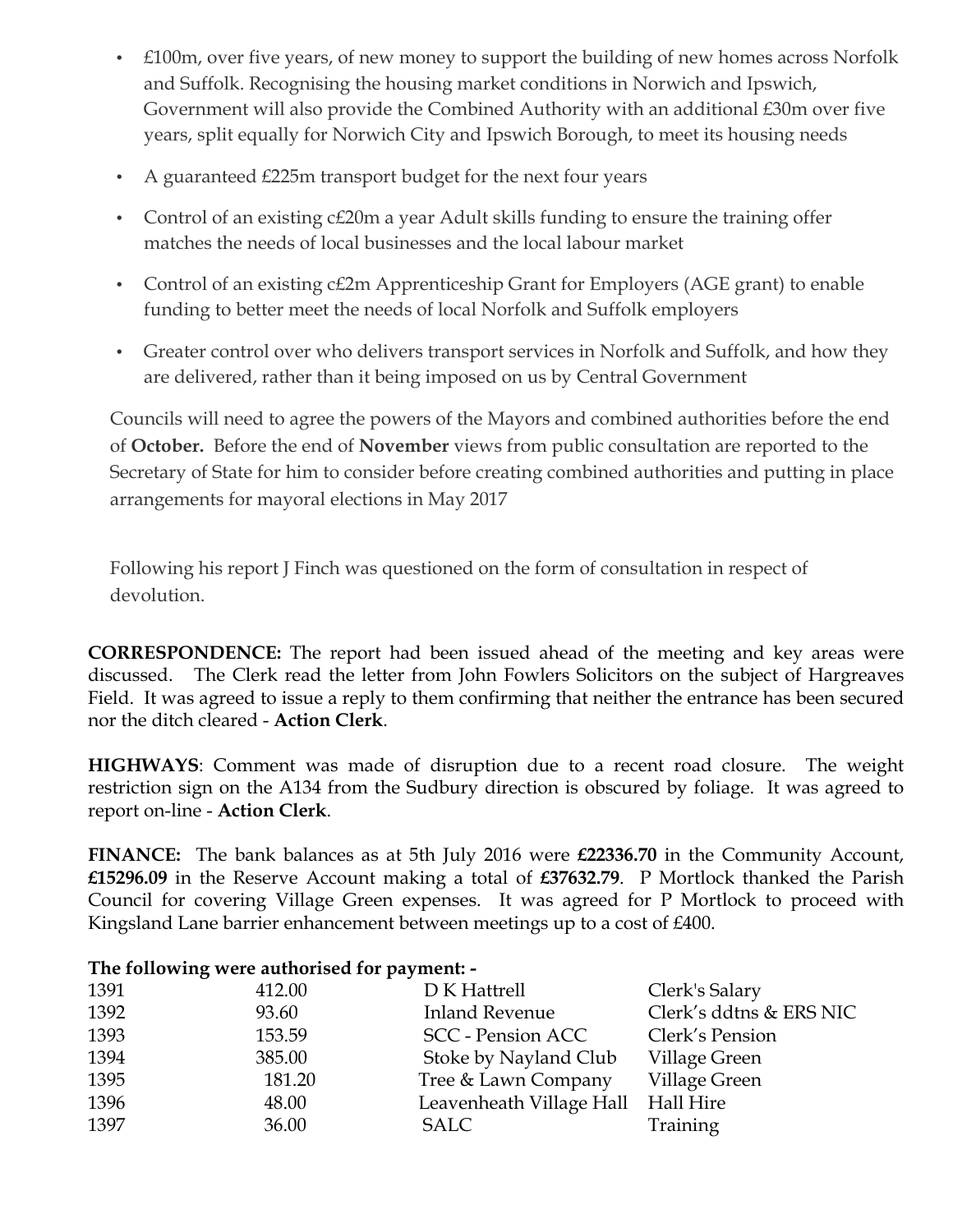- £100m, over five years, of new money to support the building of new homes across Norfolk and Suffolk. Recognising the housing market conditions in Norwich and Ipswich, Government will also provide the Combined Authority with an additional £30m over five years, split equally for Norwich City and Ipswich Borough, to meet its housing needs
- A guaranteed £225m transport budget for the next four years
- Control of an existing c£20m a year Adult skills funding to ensure the training offer matches the needs of local businesses and the local labour market
- Control of an existing c£2m Apprenticeship Grant for Employers (AGE grant) to enable funding to better meet the needs of local Norfolk and Suffolk employers
- Greater control over who delivers transport services in Norfolk and Suffolk, and how they are delivered, rather than it being imposed on us by Central Government

Councils will need to agree the powers of the Mayors and combined authorities before the end of **October.** Before the end of **November** views from public consultation are reported to the Secretary of State for him to consider before creating combined authorities and putting in place arrangements for mayoral elections in May 2017

Following his report J Finch was questioned on the form of consultation in respect of devolution.

**CORRESPONDENCE:** The report had been issued ahead of the meeting and key areas were discussed. The Clerk read the letter from John Fowlers Solicitors on the subject of Hargreaves Field. It was agreed to issue a reply to them confirming that neither the entrance has been secured nor the ditch cleared - **Action Clerk**.

**HIGHWAYS**: Comment was made of disruption due to a recent road closure. The weight restriction sign on the A134 from the Sudbury direction is obscured by foliage. It was agreed to report on-line - **Action Clerk**.

**FINANCE:** The bank balances as at 5th July 2016 were **£22336.70** in the Community Account, **£15296.09** in the Reserve Account making a total of **£37632.79**. P Mortlock thanked the Parish Council for covering Village Green expenses. It was agreed for P Mortlock to proceed with Kingsland Lane barrier enhancement between meetings up to a cost of £400.

**The following were authorised for payment: -**

| | | | |
|---|---|---|---|
| 1391 | 412.00 | D K Hattrell | Clerk's Salary |
| 1392 | 93.60 | Inland Revenue | Clerk's ddtns & ERS NIC |
| 1393 | 153.59 | SCC - Pension ACC | Clerk's Pension |
| 1394 | 385.00 | Stoke by Nayland Club | Village Green |
| 1395 | 181.20 | Tree & Lawn Company | Village Green |
| 1396 | 48.00 | Leavenheath Village Hall | Hall Hire |
| 1397 | 36.00 | SALC | Training |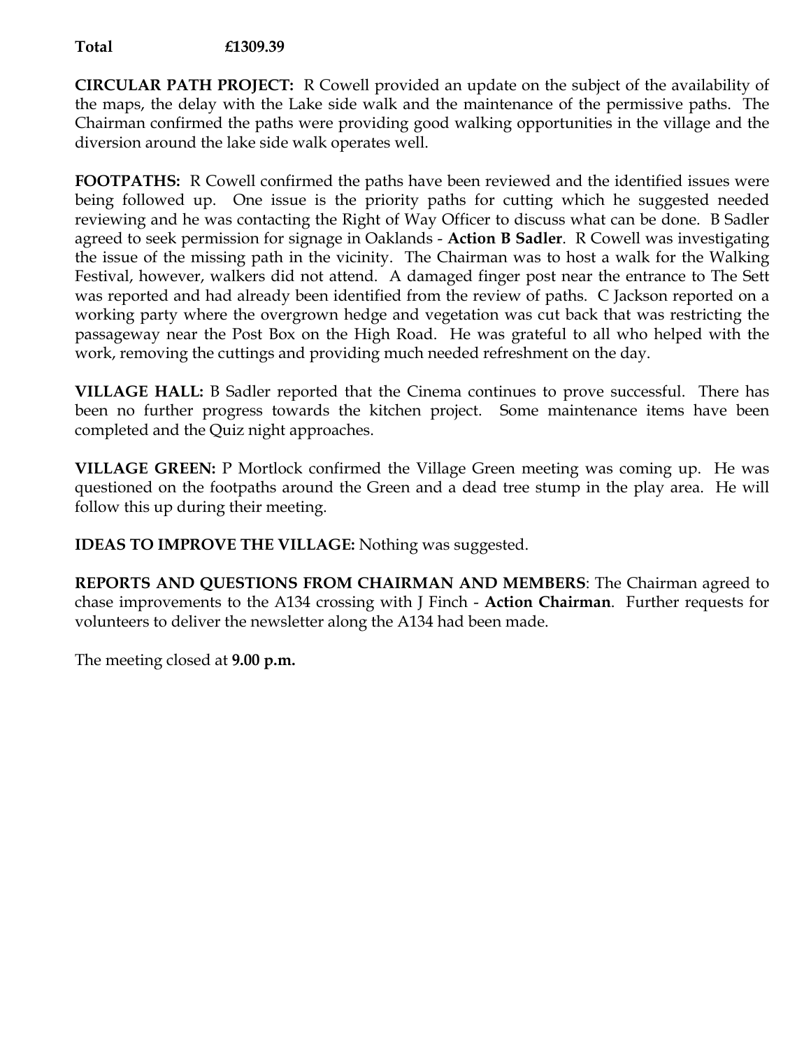**Total £1309.39**

**CIRCULAR PATH PROJECT:** R Cowell provided an update on the subject of the availability of the maps, the delay with the Lake side walk and the maintenance of the permissive paths. The Chairman confirmed the paths were providing good walking opportunities in the village and the diversion around the lake side walk operates well.

**FOOTPATHS:** R Cowell confirmed the paths have been reviewed and the identified issues were being followed up. One issue is the priority paths for cutting which he suggested needed reviewing and he was contacting the Right of Way Officer to discuss what can be done. B Sadler agreed to seek permission for signage in Oaklands - **Action B Sadler**. R Cowell was investigating the issue of the missing path in the vicinity. The Chairman was to host a walk for the Walking Festival, however, walkers did not attend. A damaged finger post near the entrance to The Sett was reported and had already been identified from the review of paths. C Jackson reported on a working party where the overgrown hedge and vegetation was cut back that was restricting the passageway near the Post Box on the High Road. He was grateful to all who helped with the work, removing the cuttings and providing much needed refreshment on the day.

**VILLAGE HALL:** B Sadler reported that the Cinema continues to prove successful. There has been no further progress towards the kitchen project. Some maintenance items have been completed and the Quiz night approaches.

**VILLAGE GREEN:** P Mortlock confirmed the Village Green meeting was coming up. He was questioned on the footpaths around the Green and a dead tree stump in the play area. He will follow this up during their meeting.

**IDEAS TO IMPROVE THE VILLAGE:** Nothing was suggested.

**REPORTS AND QUESTIONS FROM CHAIRMAN AND MEMBERS**: The Chairman agreed to chase improvements to the A134 crossing with J Finch - **Action Chairman**. Further requests for volunteers to deliver the newsletter along the A134 had been made.

The meeting closed at **9.00 p.m.**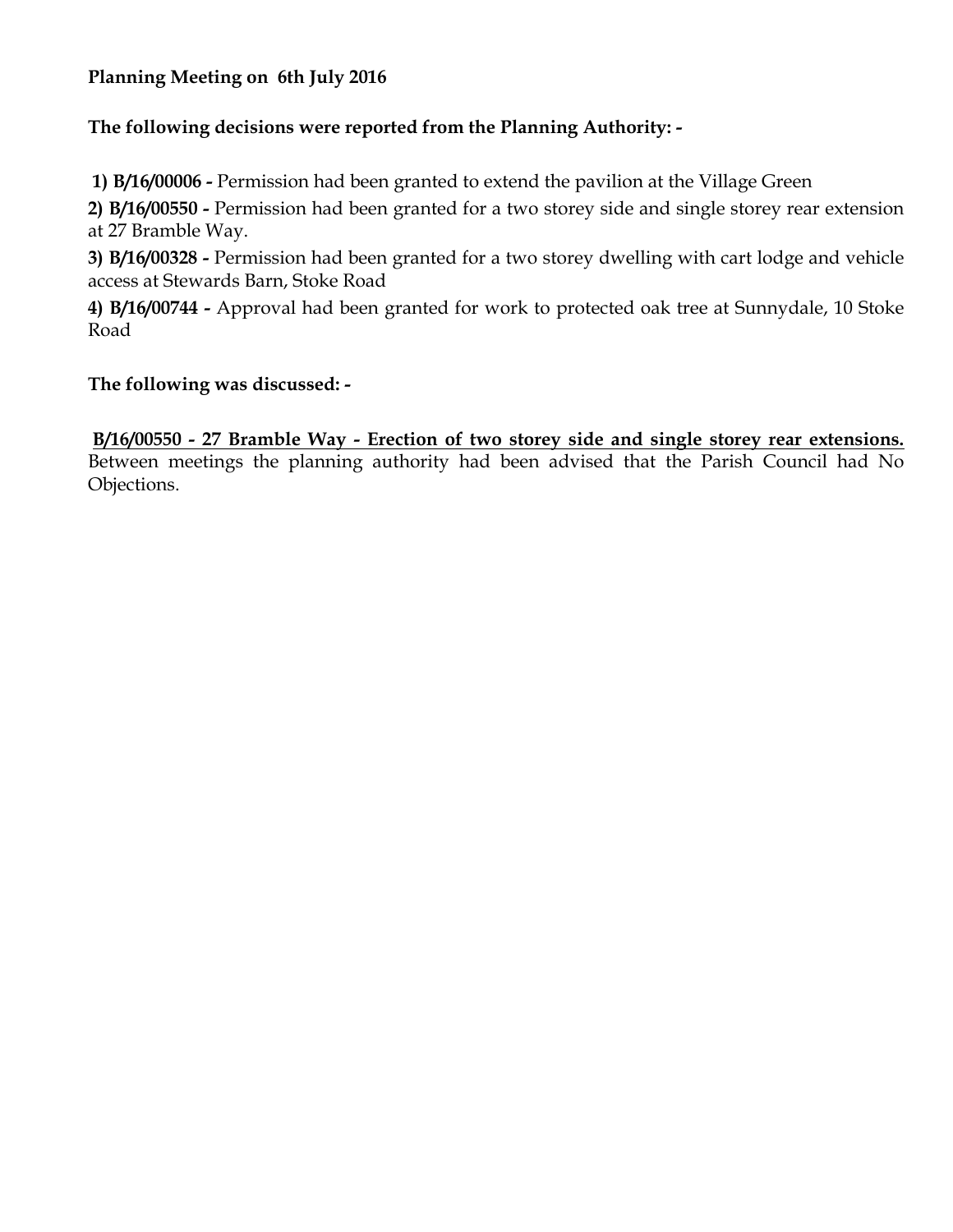**Planning Meeting on 6th July 2016**

**The following decisions were reported from the Planning Authority: -**

**1) B/16/00006 -** Permission had been granted to extend the pavilion at the Village Green

**2) B/16/00550 -** Permission had been granted for a two storey side and single storey rear extension at 27 Bramble Way.

**3) B/16/00328 -** Permission had been granted for a two storey dwelling with cart lodge and vehicle access at Stewards Barn, Stoke Road

**4) B/16/00744 -** Approval had been granted for work to protected oak tree at Sunnydale, 10 Stoke Road

**The following was discussed: -**

<u>**B/16/00550 - 27 Bramble Way - Erection of two storey side and single storey rear extensions.**</u> Between meetings the planning authority had been advised that the Parish Council had No Objections.